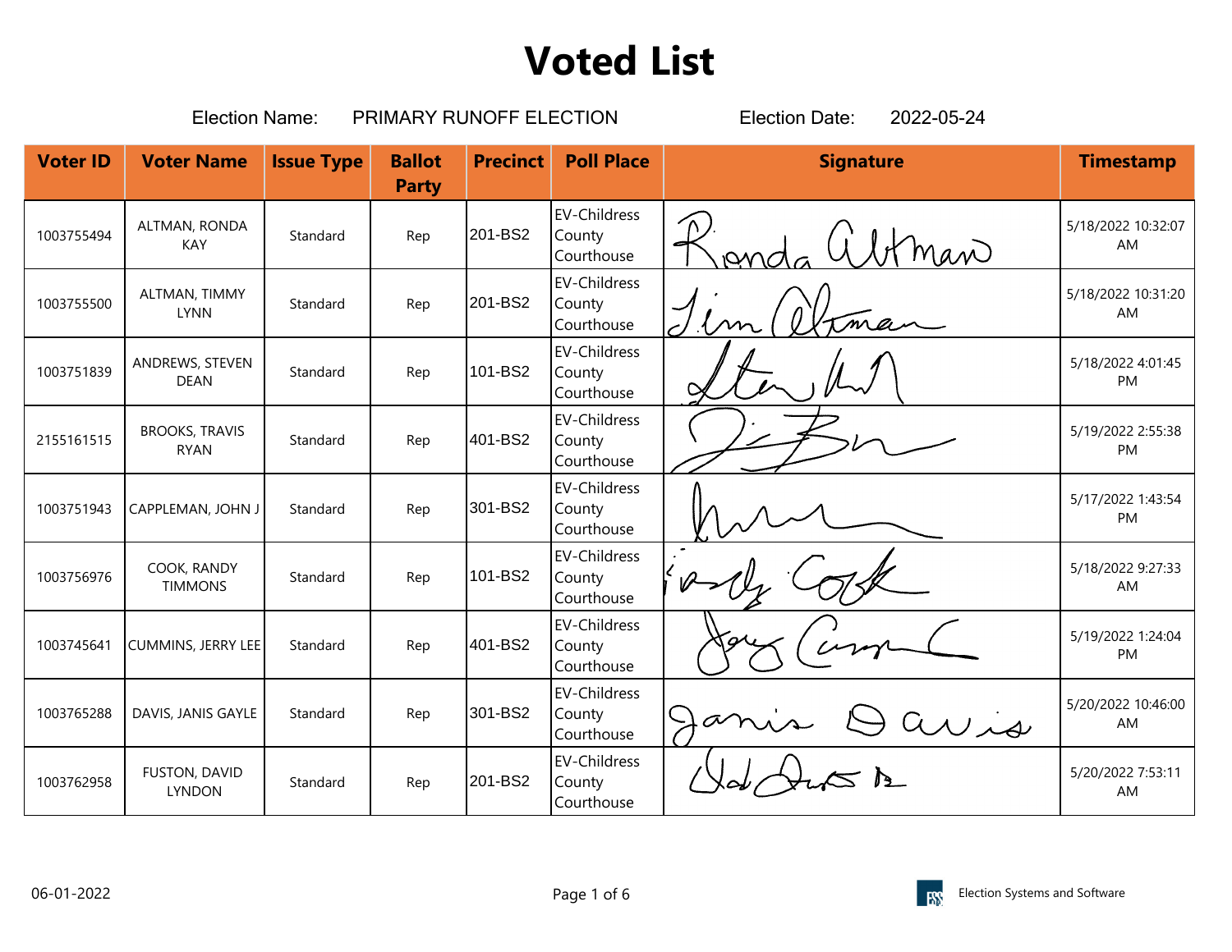# Voted List

Election Name: PRIMARY RUNOFF ELECTION Election Date: 2022-05-24

| Voter ID | Voter Name | Issue Type | Ballot Party | Precinct | Poll Place | Signature | Timestamp |
|---|---|---|---|---|---|---|---|
| 1003755494 | ALTMAN, RONDA KAY | Standard | Rep | 201-BS2 | EV-Childress County Courthouse | | 5/18/2022 10:32:07 AM |
| 1003755500 | ALTMAN, TIMMY LYNN | Standard | Rep | 201-BS2 | EV-Childress County Courthouse | | 5/18/2022 10:31:20 AM |
| 1003751839 | ANDREWS, STEVEN DEAN | Standard | Rep | 101-BS2 | EV-Childress County Courthouse | | 5/18/2022 4:01:45 PM |
| 2155161515 | BROOKS, TRAVIS RYAN | Standard | Rep | 401-BS2 | EV-Childress County Courthouse | | 5/19/2022 2:55:38 PM |
| 1003751943 | CAPPLEMAN, JOHN J | Standard | Rep | 301-BS2 | EV-Childress County Courthouse | | 5/17/2022 1:43:54 PM |
| 1003756976 | COOK, RANDY TIMMONS | Standard | Rep | 101-BS2 | EV-Childress County Courthouse | | 5/18/2022 9:27:33 AM |
| 1003745641 | CUMMINS, JERRY LEE | Standard | Rep | 401-BS2 | EV-Childress County Courthouse | | 5/19/2022 1:24:04 PM |
| 1003765288 | DAVIS, JANIS GAYLE | Standard | Rep | 301-BS2 | EV-Childress County Courthouse | | 5/20/2022 10:46:00 AM |
| 1003762958 | FUSTON, DAVID LYNDON | Standard | Rep | 201-BS2 | EV-Childress County Courthouse | | 5/20/2022 7:53:11 AM |

06-01-2022

Election Systems and Software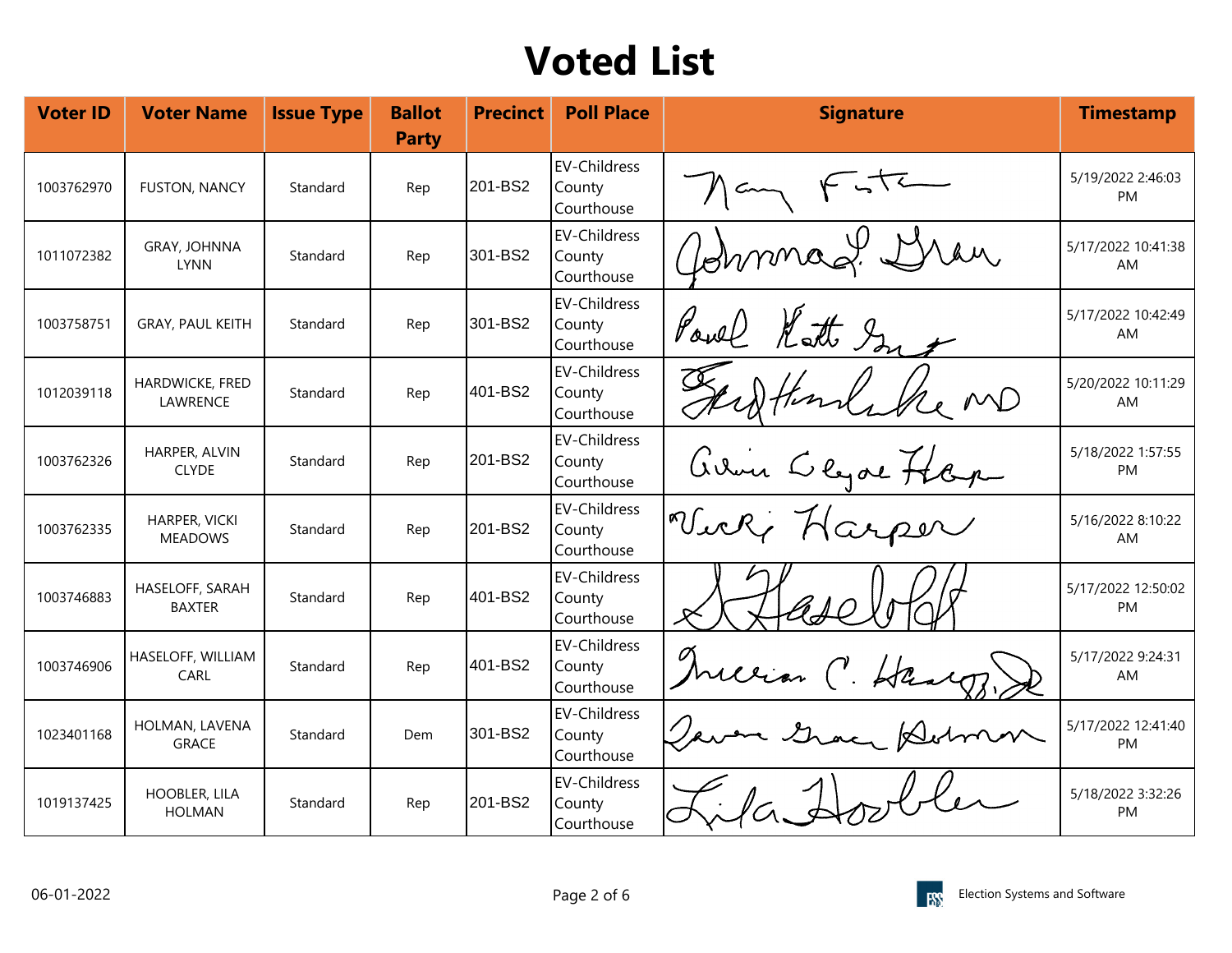# Voted List

| Voter ID | Voter Name | Issue Type | Ballot Party | Precinct | Poll Place | Signature | Timestamp |
|---|---|---|---|---|---|---|---|
| 1003762970 | FUSTON, NANCY | Standard | Rep | 201-BS2 | EV-Childress County Courthouse | | 5/19/2022 2:46:03 PM |
| 1011072382 | GRAY, JOHNNA LYNN | Standard | Rep | 301-BS2 | EV-Childress County Courthouse | | 5/17/2022 10:41:38 AM |
| 1003758751 | GRAY, PAUL KEITH | Standard | Rep | 301-BS2 | EV-Childress County Courthouse | | 5/17/2022 10:42:49 AM |
| 1012039118 | HARDWICKE, FRED LAWRENCE | Standard | Rep | 401-BS2 | EV-Childress County Courthouse | | 5/20/2022 10:11:29 AM |
| 1003762326 | HARPER, ALVIN CLYDE | Standard | Rep | 201-BS2 | EV-Childress County Courthouse | | 5/18/2022 1:57:55 PM |
| 1003762335 | HARPER, VICKI MEADOWS | Standard | Rep | 201-BS2 | EV-Childress County Courthouse | | 5/16/2022 8:10:22 AM |
| 1003746883 | HASELOFF, SARAH BAXTER | Standard | Rep | 401-BS2 | EV-Childress County Courthouse | | 5/17/2022 12:50:02 PM |
| 1003746906 | HASELOFF, WILLIAM CARL | Standard | Rep | 401-BS2 | EV-Childress County Courthouse | | 5/17/2022 9:24:31 AM |
| 1023401168 | HOLMAN, LAVENA GRACE | Standard | Dem | 301-BS2 | EV-Childress County Courthouse | | 5/17/2022 12:41:40 PM |
| 1019137425 | HOOBLER, LILA HOLMAN | Standard | Rep | 201-BS2 | EV-Childress County Courthouse | | 5/18/2022 3:32:26 PM |

06-01-2022

Election Systems and Software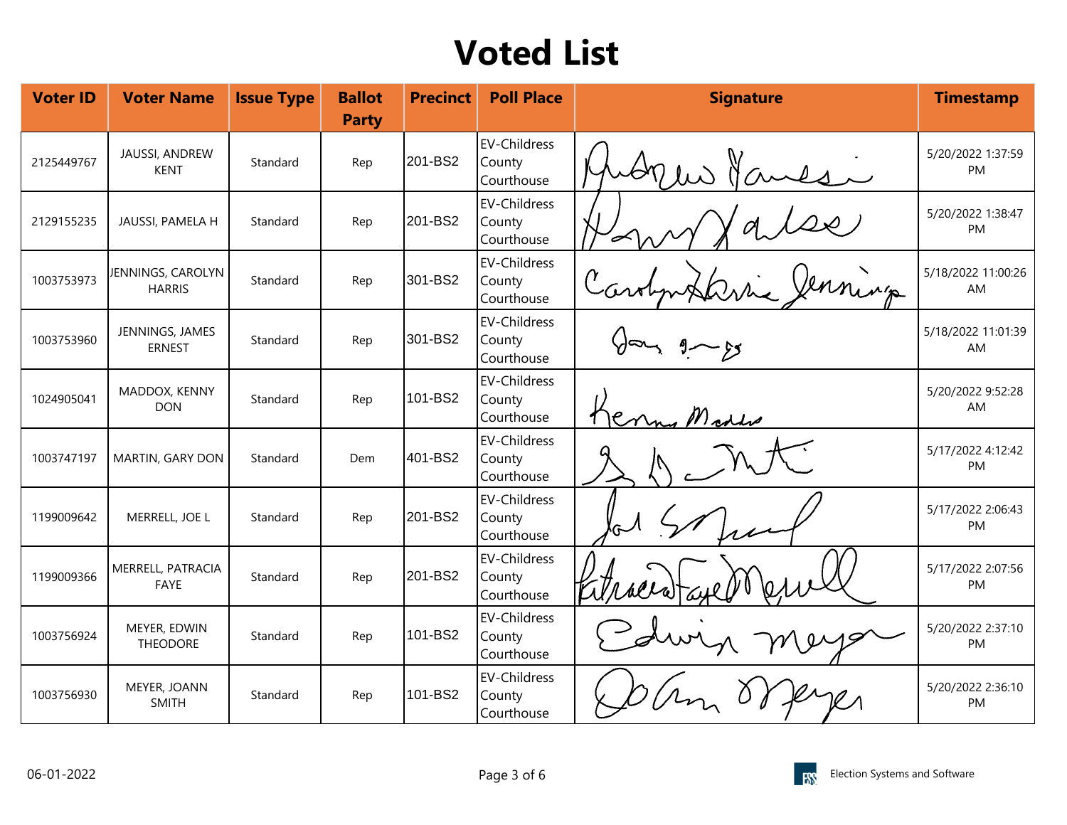# Voted List

| Voter ID | Voter Name | Issue Type | Ballot Party | Precinct | Poll Place | Signature | Timestamp |
|---|---|---|---|---|---|---|---|
| 2125449767 | JAUSSI, ANDREW KENT | Standard | Rep | 201-BS2 | EV-Childress County Courthouse | | 5/20/2022 1:37:59 PM |
| 2129155235 | JAUSSI, PAMELA H | Standard | Rep | 201-BS2 | EV-Childress County Courthouse | | 5/20/2022 1:38:47 PM |
| 1003753973 | JENNINGS, CAROLYN HARRIS | Standard | Rep | 301-BS2 | EV-Childress County Courthouse | | 5/18/2022 11:00:26 AM |
| 1003753960 | JENNINGS, JAMES ERNEST | Standard | Rep | 301-BS2 | EV-Childress County Courthouse | | 5/18/2022 11:01:39 AM |
| 1024905041 | MADDOX, KENNY DON | Standard | Rep | 101-BS2 | EV-Childress County Courthouse | | 5/20/2022 9:52:28 AM |
| 1003747197 | MARTIN, GARY DON | Standard | Dem | 401-BS2 | EV-Childress County Courthouse | | 5/17/2022 4:12:42 PM |
| 1199009642 | MERRELL, JOE L | Standard | Rep | 201-BS2 | EV-Childress County Courthouse | | 5/17/2022 2:06:43 PM |
| 1199009366 | MERRELL, PATRACIA FAYE | Standard | Rep | 201-BS2 | EV-Childress County Courthouse | | 5/17/2022 2:07:56 PM |
| 1003756924 | MEYER, EDWIN THEODORE | Standard | Rep | 101-BS2 | EV-Childress County Courthouse | | 5/20/2022 2:37:10 PM |
| 1003756930 | MEYER, JOANN SMITH | Standard | Rep | 101-BS2 | EV-Childress County Courthouse | | 5/20/2022 2:36:10 PM |

06-01-2022

Election Systems and Software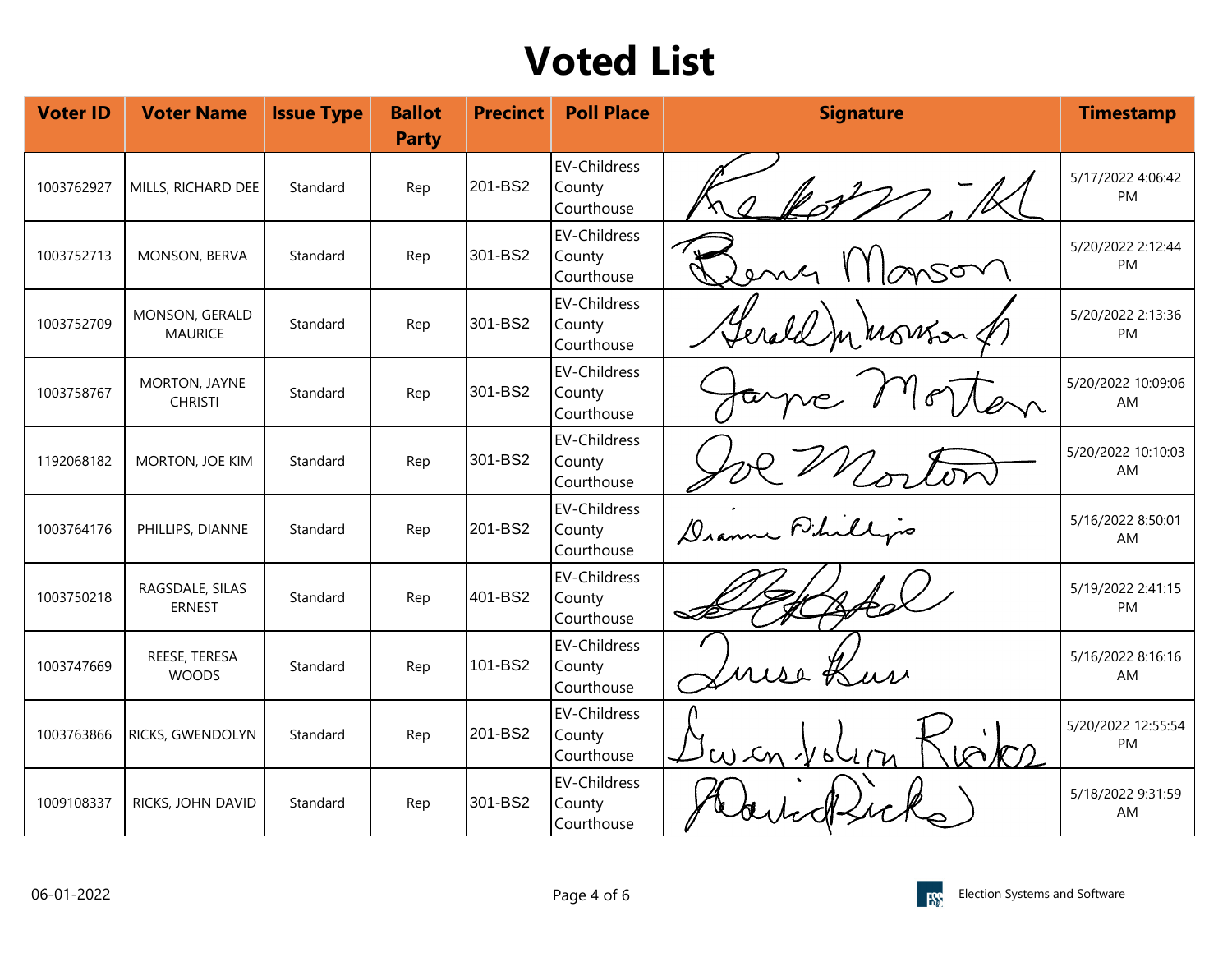# Voted List

| Voter ID | Voter Name | Issue Type | Ballot Party | Precinct | Poll Place | Signature | Timestamp |
|---|---|---|---|---|---|---|---|
| 1003762927 | MILLS, RICHARD DEE | Standard | Rep | 201-BS2 | EV-Childress County Courthouse | | 5/17/2022 4:06:42 PM |
| 1003752713 | MONSON, BERVA | Standard | Rep | 301-BS2 | EV-Childress County Courthouse | | 5/20/2022 2:12:44 PM |
| 1003752709 | MONSON, GERALD MAURICE | Standard | Rep | 301-BS2 | EV-Childress County Courthouse | | 5/20/2022 2:13:36 PM |
| 1003758767 | MORTON, JAYNE CHRISTI | Standard | Rep | 301-BS2 | EV-Childress County Courthouse | | 5/20/2022 10:09:06 AM |
| 1192068182 | MORTON, JOE KIM | Standard | Rep | 301-BS2 | EV-Childress County Courthouse | | 5/20/2022 10:10:03 AM |
| 1003764176 | PHILLIPS, DIANNE | Standard | Rep | 201-BS2 | EV-Childress County Courthouse | | 5/16/2022 8:50:01 AM |
| 1003750218 | RAGSDALE, SILAS ERNEST | Standard | Rep | 401-BS2 | EV-Childress County Courthouse | | 5/19/2022 2:41:15 PM |
| 1003747669 | REESE, TERESA WOODS | Standard | Rep | 101-BS2 | EV-Childress County Courthouse | | 5/16/2022 8:16:16 AM |
| 1003763866 | RICKS, GWENDOLYN | Standard | Rep | 201-BS2 | EV-Childress County Courthouse | | 5/20/2022 12:55:54 PM |
| 1009108337 | RICKS, JOHN DAVID | Standard | Rep | 301-BS2 | EV-Childress County Courthouse | | 5/18/2022 9:31:59 AM |

06-01-2022

Election Systems and Software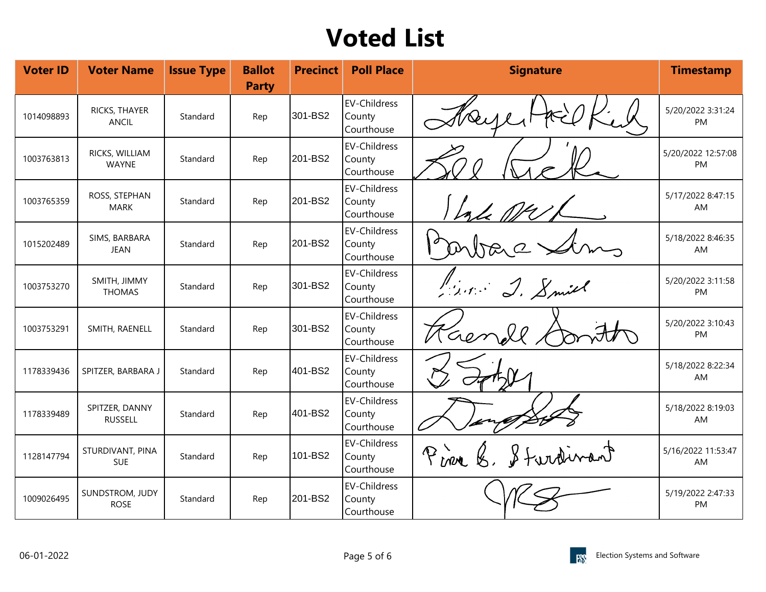# Voted List

| Voter ID | Voter Name | Issue Type | Ballot Party | Precinct | Poll Place | Signature | Timestamp |
|---|---|---|---|---|---|---|---|
| 1014098893 | RICKS, THAYER ANCIL | Standard | Rep | 301-BS2 | EV-Childress County Courthouse | | 5/20/2022 3:31:24 PM |
| 1003763813 | RICKS, WILLIAM WAYNE | Standard | Rep | 201-BS2 | EV-Childress County Courthouse | | 5/20/2022 12:57:08 PM |
| 1003765359 | ROSS, STEPHAN MARK | Standard | Rep | 201-BS2 | EV-Childress County Courthouse | | 5/17/2022 8:47:15 AM |
| 1015202489 | SIMS, BARBARA JEAN | Standard | Rep | 201-BS2 | EV-Childress County Courthouse | | 5/18/2022 8:46:35 AM |
| 1003753270 | SMITH, JIMMY THOMAS | Standard | Rep | 301-BS2 | EV-Childress County Courthouse | | 5/20/2022 3:11:58 PM |
| 1003753291 | SMITH, RAENELL | Standard | Rep | 301-BS2 | EV-Childress County Courthouse | | 5/20/2022 3:10:43 PM |
| 1178339436 | SPITZER, BARBARA J | Standard | Rep | 401-BS2 | EV-Childress County Courthouse | | 5/18/2022 8:22:34 AM |
| 1178339489 | SPITZER, DANNY RUSSELL | Standard | Rep | 401-BS2 | EV-Childress County Courthouse | | 5/18/2022 8:19:03 AM |
| 1128147794 | STURDIVANT, PINA SUE | Standard | Rep | 101-BS2 | EV-Childress County Courthouse | | 5/16/2022 11:53:47 AM |
| 1009026495 | SUNDSTROM, JUDY ROSE | Standard | Rep | 201-BS2 | EV-Childress County Courthouse | | 5/19/2022 2:47:33 PM |

06-01-2022

Election Systems and Software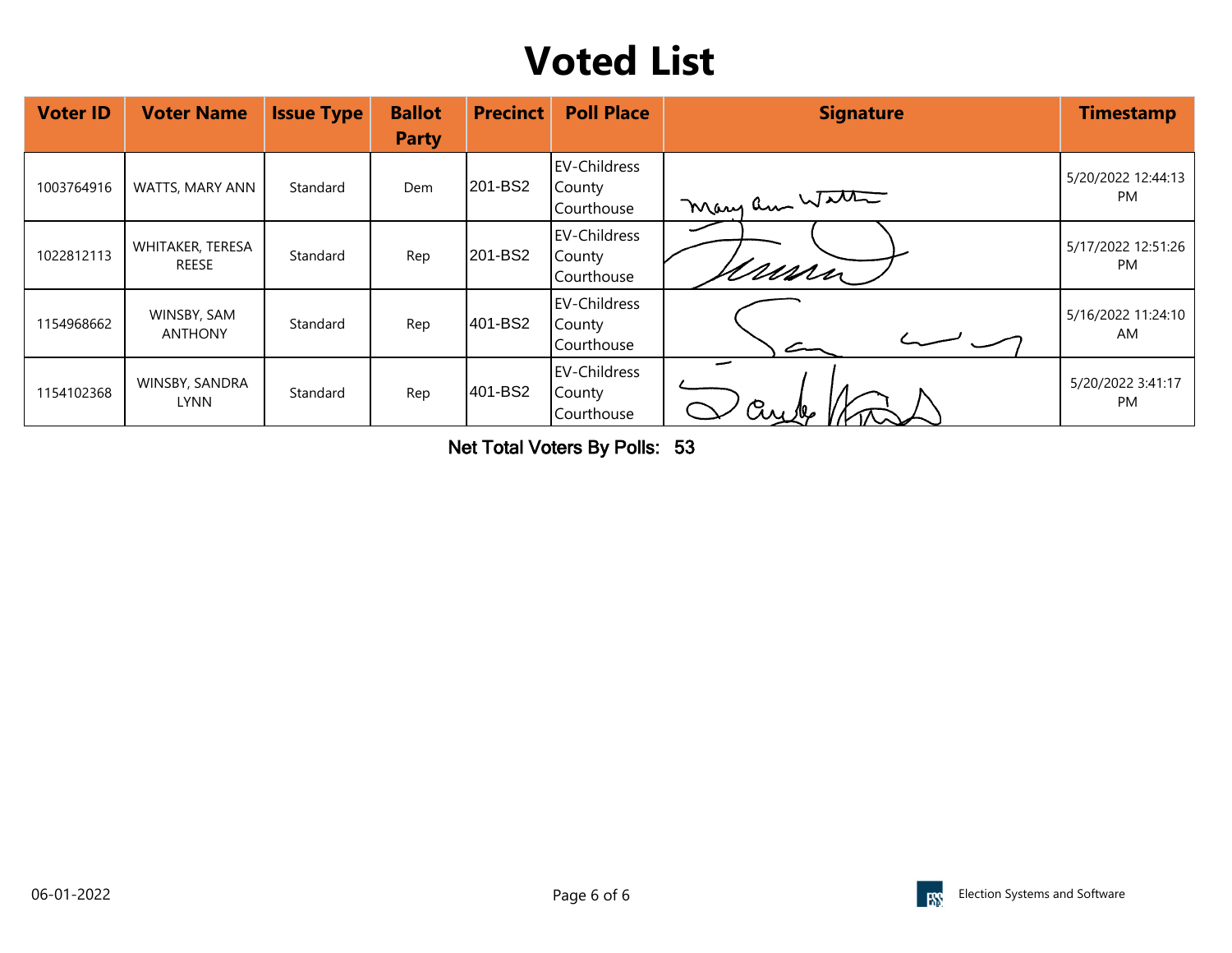# Voted List

| Voter ID | Voter Name | Issue Type | Ballot Party | Precinct | Poll Place | Signature | Timestamp |
|---|---|---|---|---|---|---|---|
| 1003764916 | WATTS, MARY ANN | Standard | Dem | 201-BS2 | EV-Childress County Courthouse | | 5/20/2022 12:44:13 PM |
| 1022812113 | WHITAKER, TERESA REESE | Standard | Rep | 201-BS2 | EV-Childress County Courthouse | | 5/17/2022 12:51:26 PM |
| 1154968662 | WINSBY, SAM ANTHONY | Standard | Rep | 401-BS2 | EV-Childress County Courthouse | | 5/16/2022 11:24:10 AM |
| 1154102368 | WINSBY, SANDRA LYNN | Standard | Rep | 401-BS2 | EV-Childress County Courthouse | | 5/20/2022 3:41:17 PM |

**Net Total Voters By Polls: 53**

06-01-2022

Election Systems and Software